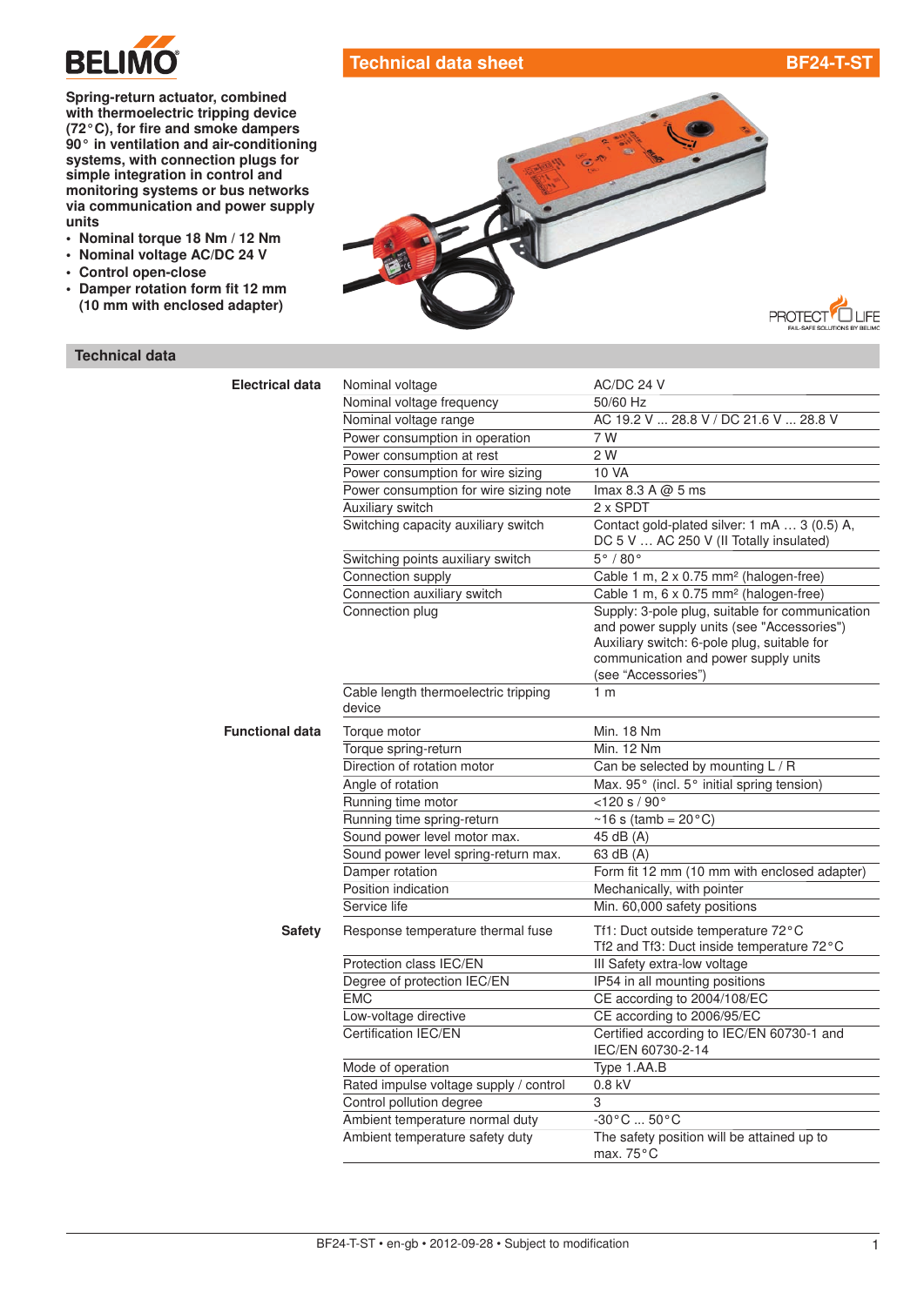# Technical data sheet BF24-T-ST

**Spring-return actuator, combined with thermoelectric tripping device (72°C), for fire and smoke dampers 90° in ventilation and air-conditioning systems, with connection plugs for simple integration in control and monitoring systems or bus networks via communication and power supply units**

- **Nominal torque 18 Nm / 12 Nm**
- **Nominal voltage AC/DC 24 V**
- **Control open-close**
- **Damper rotation form fit 12 mm (10 mm with enclosed adapter)**

## Technical data

| | | |
|---|---|---|
| **Electrical data** | Nominal voltage | AC/DC 24 V |
| | Nominal voltage frequency | 50/60 Hz |
| | Nominal voltage range | AC 19.2 V ... 28.8 V / DC 21.6 V ... 28.8 V |
| | Power consumption in operation | 7 W |
| | Power consumption at rest | 2 W |
| | Power consumption for wire sizing | 10 VA |
| | Power consumption for wire sizing note | Imax 8.3 A @ 5 ms |
| | Auxiliary switch | 2 x SPDT |
| | Switching capacity auxiliary switch | Contact gold-plated silver: 1 mA … 3 (0.5) A, DC 5 V … AC 250 V (II Totally insulated) |
| | Switching points auxiliary switch | 5° / 80° |
| | Connection supply | Cable 1 m, 2 x 0.75 mm² (halogen-free) |
| | Connection auxiliary switch | Cable 1 m, 6 x 0.75 mm² (halogen-free) |
| | Connection plug | Supply: 3-pole plug, suitable for communication and power supply units (see "Accessories") Auxiliary switch: 6-pole plug, suitable for communication and power supply units (see "Accessories") |
| | Cable length thermoelectric tripping device | 1 m |
| **Functional data** | Torque motor | Min. 18 Nm |
| | Torque spring-return | Min. 12 Nm |
| | Direction of rotation motor | Can be selected by mounting L / R |
| | Angle of rotation | Max. 95° (incl. 5° initial spring tension) |
| | Running time motor | <120 s / 90° |
| | Running time spring-return | ~16 s (tamb = 20°C) |
| | Sound power level motor max. | 45 dB (A) |
| | Sound power level spring-return max. | 63 dB (A) |
| | Damper rotation | Form fit 12 mm (10 mm with enclosed adapter) |
| | Position indication | Mechanically, with pointer |
| | Service life | Min. 60,000 safety positions |
| **Safety** | Response temperature thermal fuse | Tf1: Duct outside temperature 72°C Tf2 and Tf3: Duct inside temperature 72°C |
| | Protection class IEC/EN | III Safety extra-low voltage |
| | Degree of protection IEC/EN | IP54 in all mounting positions |
| | EMC | CE according to 2004/108/EC |
| | Low-voltage directive | CE according to 2006/95/EC |
| | Certification IEC/EN | Certified according to IEC/EN 60730-1 and IEC/EN 60730-2-14 |
| | Mode of operation | Type 1.AA.B |
| | Rated impulse voltage supply / control | 0.8 kV |
| | Control pollution degree | 3 |
| | Ambient temperature normal duty | -30°C ... 50°C |
| | Ambient temperature safety duty | The safety position will be attained up to max. 75°C |

BF24-T-ST • en-gb • 2012-09-28 • Subject to modification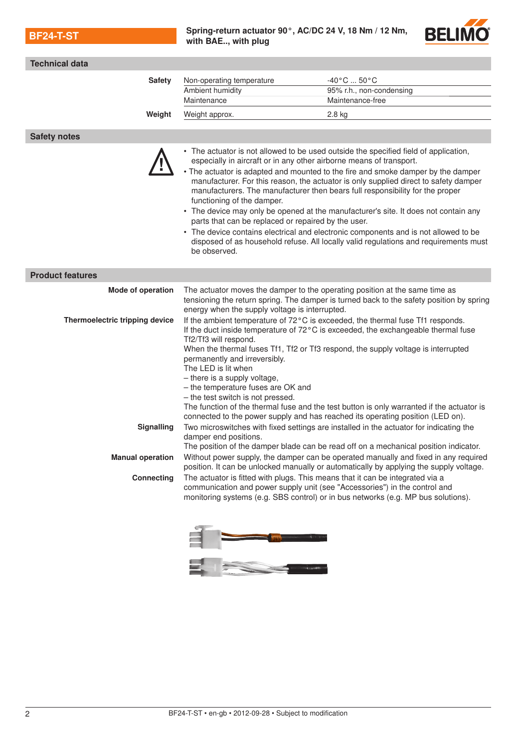## Technical data

| | | |
|---|---|---|
| **Safety** | Non-operating temperature | -40°C ... 50°C |
| | Ambient humidity | 95% r.h., non-condensing |
| | Maintenance | Maintenance-free |
| **Weight** | Weight approx. | 2.8 kg |

## Safety notes

- The actuator is not allowed to be used outside the specified field of application, especially in aircraft or in any other airborne means of transport.
- The actuator is adapted and mounted to the fire and smoke damper by the damper manufacturer. For this reason, the actuator is only supplied direct to safety damper manufacturers. The manufacturer then bears full responsibility for the proper functioning of the damper.
- The device may only be opened at the manufacturer's site. It does not contain any parts that can be replaced or repaired by the user.
- The device contains electrical and electronic components and is not allowed to be disposed of as household refuse. All locally valid regulations and requirements must be observed.

## Product features

**Mode of operation**

The actuator moves the damper to the operating position at the same time as tensioning the return spring. The damper is turned back to the safety position by spring energy when the supply voltage is interrupted.

**Thermoelectric tripping device**

If the ambient temperature of 72°C is exceeded, the thermal fuse Tf1 responds.
If the duct inside temperature of 72°C is exceeded, the exchangeable thermal fuse Tf2/Tf3 will respond.
When the thermal fuses Tf1, Tf2 or Tf3 respond, the supply voltage is interrupted permanently and irreversibly.
The LED is lit when
– there is a supply voltage,
– the temperature fuses are OK and
– the test switch is not pressed.
The function of the thermal fuse and the test button is only warranted if the actuator is connected to the power supply and has reached its operating position (LED on).

**Signalling**

Two microswitches with fixed settings are installed in the actuator for indicating the damper end positions.
The position of the damper blade can be read off on a mechanical position indicator.

**Manual operation**

Without power supply, the damper can be operated manually and fixed in any required position. It can be unlocked manually or automatically by applying the supply voltage.

**Connecting**

The actuator is fitted with plugs. This means that it can be integrated via a communication and power supply unit (see "Accessories") in the control and monitoring systems (e.g. SBS control) or in bus networks (e.g. MP bus solutions).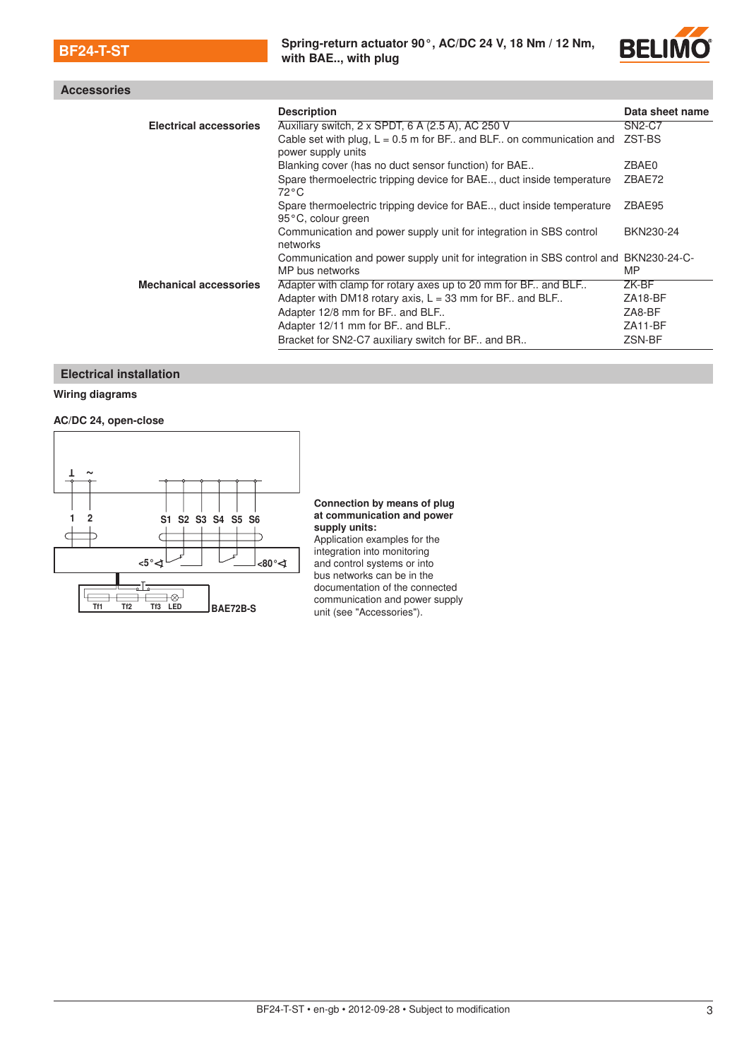## Accessories

| | Description | Data sheet name |
|---|---|---|
| **Electrical accessories** | Auxiliary switch, 2 x SPDT, 6 A (2.5 A), AC 250 V | SN2-C7 |
| | Cable set with plug, L = 0.5 m for BF.. and BLF.. on communication and power supply units | ZST-BS |
| | Blanking cover (has no duct sensor function) for BAE.. | ZBAE0 |
| | Spare thermoelectric tripping device for BAE.., duct inside temperature 72°C | ZBAE72 |
| | Spare thermoelectric tripping device for BAE.., duct inside temperature 95°C, colour green | ZBAE95 |
| | Communication and power supply unit for integration in SBS control networks | BKN230-24 |
| | Communication and power supply unit for integration in SBS control and MP bus networks | BKN230-24-C-MP |
| **Mechanical accessories** | Adapter with clamp for rotary axes up to 20 mm for BF.. and BLF.. | ZK-BF |
| | Adapter with DM18 rotary axis, L = 33 mm for BF.. and BLF.. | ZA18-BF |
| | Adapter 12/8 mm for BF.. and BLF.. | ZA8-BF |
| | Adapter 12/11 mm for BF.. and BLF.. | ZA11-BF |
| | Bracket for SN2-C7 auxiliary switch for BF.. and BR.. | ZSN-BF |

## Electrical installation

**Wiring diagrams**

**AC/DC 24, open-close**

⊥ ~

1 2 S1 S2 S3 S4 S5 S6

<5° <80°

Tf1 Tf2 Tf3 LED BAE72B-S

**Connection by means of plug at communication and power supply units:**
Application examples for the integration into monitoring and control systems or into bus networks can be found in the documentation of the connected communication and power supply unit (see "Accessories").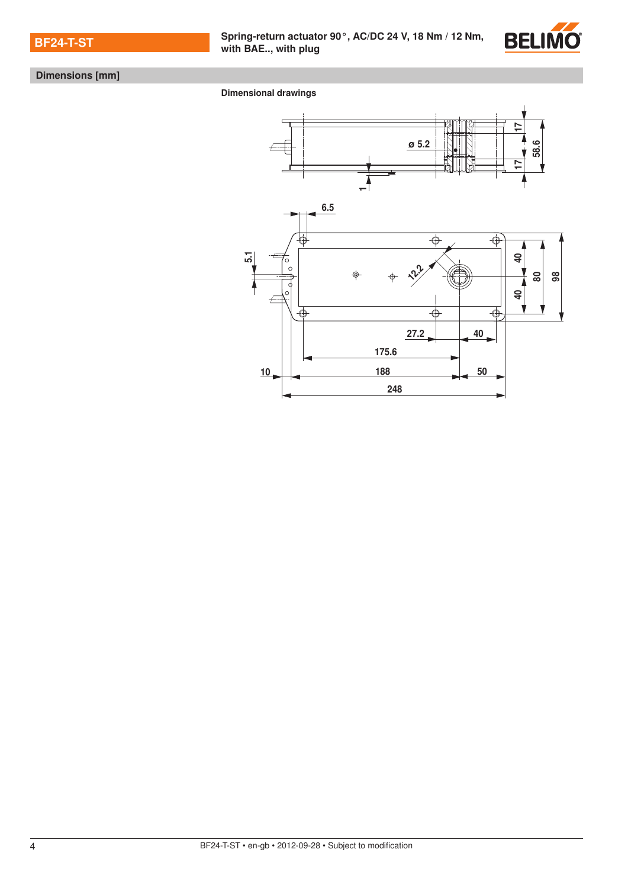## Dimensions [mm]

**Dimensional drawings**

ø 5.2

17

58.6

17

1

6.5

5.1

12.2

40

80

98

40

27.2

40

175.6

10

188

50

248